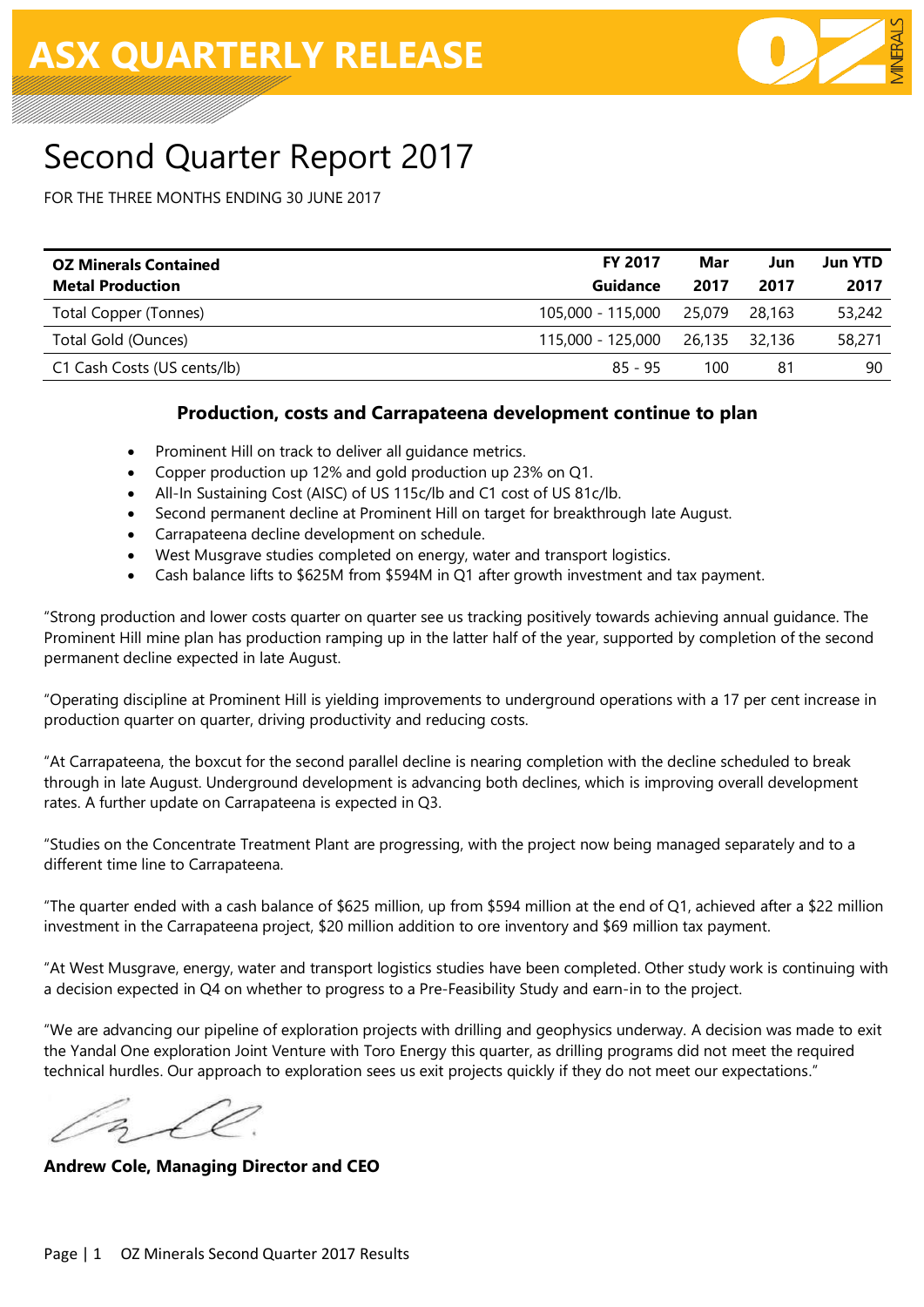# ASX QUARTERLY RELEASE

# Second Quarter Report 2017

FOR THE THREE MONTHS ENDING 30 JUNE 2017

| OZ Minerals Contained Metal Production | FY 2017 Guidance | Mar 2017 | Jun 2017 | Jun YTD 2017 |
|---|---|---|---|---|
| Total Copper (Tonnes) | 105,000 - 115,000 | 25,079 | 28,163 | 53,242 |
| Total Gold (Ounces) | 115,000 - 125,000 | 26,135 | 32,136 | 58,271 |
| C1 Cash Costs (US cents/lb) | 85 - 95 | 100 | 81 | 90 |

### Production, costs and Carrapateena development continue to plan

- Prominent Hill on track to deliver all guidance metrics.
- Copper production up 12% and gold production up 23% on Q1.
- All-In Sustaining Cost (AISC) of US 115c/lb and C1 cost of US 81c/lb.
- Second permanent decline at Prominent Hill on target for breakthrough late August.
- Carrapateena decline development on schedule.
- West Musgrave studies completed on energy, water and transport logistics.
- Cash balance lifts to $625M from $594M in Q1 after growth investment and tax payment.

"Strong production and lower costs quarter on quarter see us tracking positively towards achieving annual guidance. The Prominent Hill mine plan has production ramping up in the latter half of the year, supported by completion of the second permanent decline expected in late August.

"Operating discipline at Prominent Hill is yielding improvements to underground operations with a 17 per cent increase in production quarter on quarter, driving productivity and reducing costs.

"At Carrapateena, the boxcut for the second parallel decline is nearing completion with the decline scheduled to break through in late August. Underground development is advancing both declines, which is improving overall development rates. A further update on Carrapateena is expected in Q3.

"Studies on the Concentrate Treatment Plant are progressing, with the project now being managed separately and to a different time line to Carrapateena.

"The quarter ended with a cash balance of $625 million, up from $594 million at the end of Q1, achieved after a $22 million investment in the Carrapateena project, $20 million addition to ore inventory and $69 million tax payment.

"At West Musgrave, energy, water and transport logistics studies have been completed. Other study work is continuing with a decision expected in Q4 on whether to progress to a Pre-Feasibility Study and earn-in to the project.

"We are advancing our pipeline of exploration projects with drilling and geophysics underway. A decision was made to exit the Yandal One exploration Joint Venture with Toro Energy this quarter, as drilling programs did not meet the required technical hurdles. Our approach to exploration sees us exit projects quickly if they do not meet our expectations."

**Andrew Cole, Managing Director and CEO**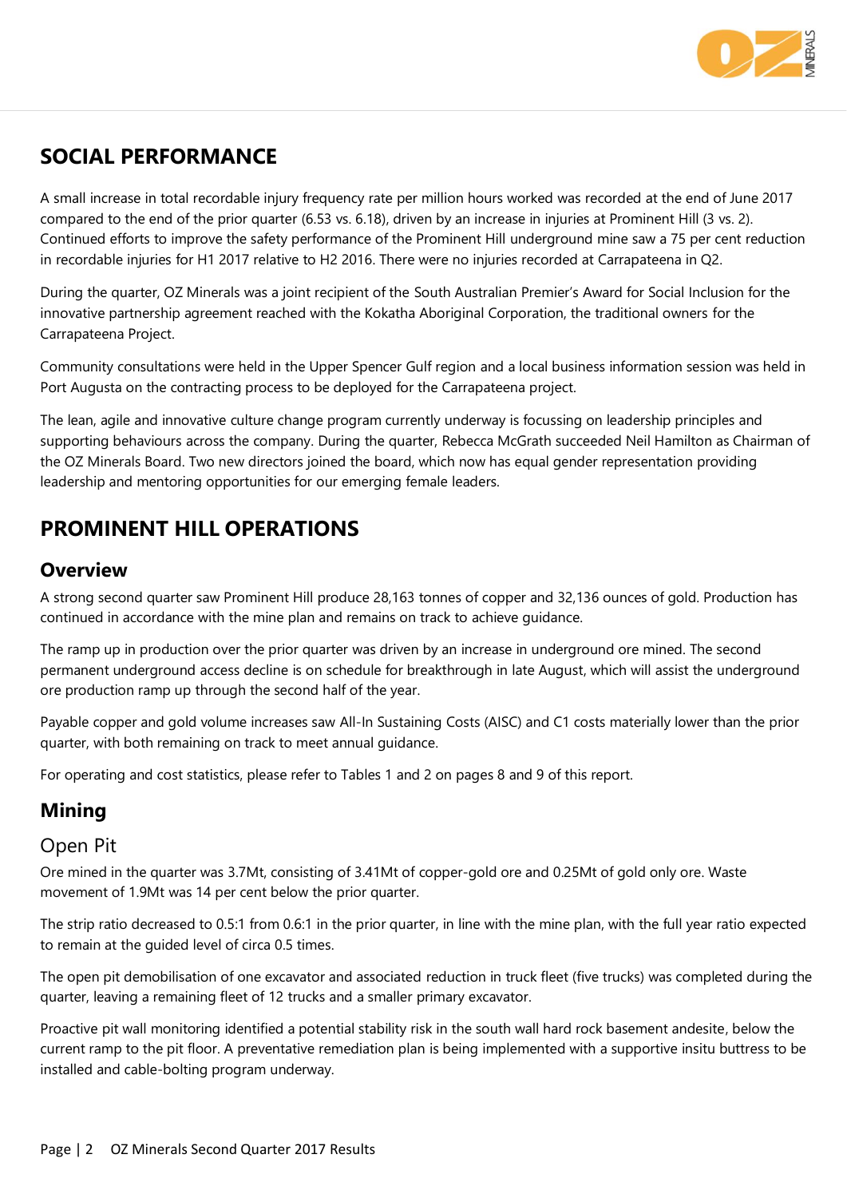## SOCIAL PERFORMANCE

A small increase in total recordable injury frequency rate per million hours worked was recorded at the end of June 2017 compared to the end of the prior quarter (6.53 vs. 6.18), driven by an increase in injuries at Prominent Hill (3 vs. 2). Continued efforts to improve the safety performance of the Prominent Hill underground mine saw a 75 per cent reduction in recordable injuries for H1 2017 relative to H2 2016. There were no injuries recorded at Carrapateena in Q2.

During the quarter, OZ Minerals was a joint recipient of the South Australian Premier's Award for Social Inclusion for the innovative partnership agreement reached with the Kokatha Aboriginal Corporation, the traditional owners for the Carrapateena Project.

Community consultations were held in the Upper Spencer Gulf region and a local business information session was held in Port Augusta on the contracting process to be deployed for the Carrapateena project.

The lean, agile and innovative culture change program currently underway is focussing on leadership principles and supporting behaviours across the company. During the quarter, Rebecca McGrath succeeded Neil Hamilton as Chairman of the OZ Minerals Board. Two new directors joined the board, which now has equal gender representation providing leadership and mentoring opportunities for our emerging female leaders.

## PROMINENT HILL OPERATIONS

### Overview

A strong second quarter saw Prominent Hill produce 28,163 tonnes of copper and 32,136 ounces of gold. Production has continued in accordance with the mine plan and remains on track to achieve guidance.

The ramp up in production over the prior quarter was driven by an increase in underground ore mined. The second permanent underground access decline is on schedule for breakthrough in late August, which will assist the underground ore production ramp up through the second half of the year.

Payable copper and gold volume increases saw All-In Sustaining Costs (AISC) and C1 costs materially lower than the prior quarter, with both remaining on track to meet annual guidance.

For operating and cost statistics, please refer to Tables 1 and 2 on pages 8 and 9 of this report.

### Mining

#### Open Pit

Ore mined in the quarter was 3.7Mt, consisting of 3.41Mt of copper-gold ore and 0.25Mt of gold only ore. Waste movement of 1.9Mt was 14 per cent below the prior quarter.

The strip ratio decreased to 0.5:1 from 0.6:1 in the prior quarter, in line with the mine plan, with the full year ratio expected to remain at the guided level of circa 0.5 times.

The open pit demobilisation of one excavator and associated reduction in truck fleet (five trucks) was completed during the quarter, leaving a remaining fleet of 12 trucks and a smaller primary excavator.

Proactive pit wall monitoring identified a potential stability risk in the south wall hard rock basement andesite, below the current ramp to the pit floor. A preventative remediation plan is being implemented with a supportive insitu buttress to be installed and cable-bolting program underway.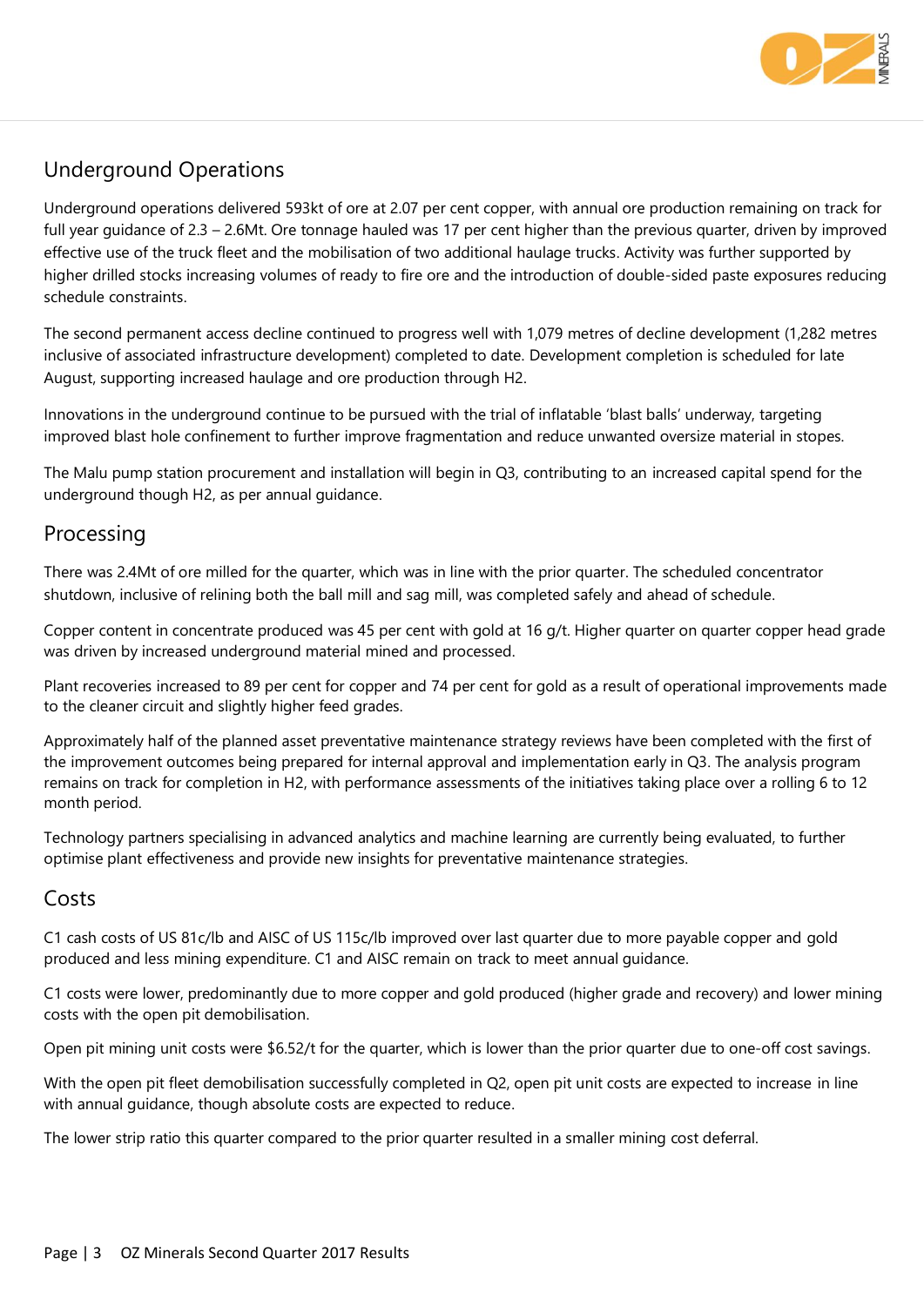## Underground Operations

Underground operations delivered 593kt of ore at 2.07 per cent copper, with annual ore production remaining on track for full year guidance of 2.3 – 2.6Mt. Ore tonnage hauled was 17 per cent higher than the previous quarter, driven by improved effective use of the truck fleet and the mobilisation of two additional haulage trucks. Activity was further supported by higher drilled stocks increasing volumes of ready to fire ore and the introduction of double-sided paste exposures reducing schedule constraints.

The second permanent access decline continued to progress well with 1,079 metres of decline development (1,282 metres inclusive of associated infrastructure development) completed to date. Development completion is scheduled for late August, supporting increased haulage and ore production through H2.

Innovations in the underground continue to be pursued with the trial of inflatable 'blast balls' underway, targeting improved blast hole confinement to further improve fragmentation and reduce unwanted oversize material in stopes.

The Malu pump station procurement and installation will begin in Q3, contributing to an increased capital spend for the underground though H2, as per annual guidance.

## Processing

There was 2.4Mt of ore milled for the quarter, which was in line with the prior quarter. The scheduled concentrator shutdown, inclusive of relining both the ball mill and sag mill, was completed safely and ahead of schedule.

Copper content in concentrate produced was 45 per cent with gold at 16 g/t. Higher quarter on quarter copper head grade was driven by increased underground material mined and processed.

Plant recoveries increased to 89 per cent for copper and 74 per cent for gold as a result of operational improvements made to the cleaner circuit and slightly higher feed grades.

Approximately half of the planned asset preventative maintenance strategy reviews have been completed with the first of the improvement outcomes being prepared for internal approval and implementation early in Q3. The analysis program remains on track for completion in H2, with performance assessments of the initiatives taking place over a rolling 6 to 12 month period.

Technology partners specialising in advanced analytics and machine learning are currently being evaluated, to further optimise plant effectiveness and provide new insights for preventative maintenance strategies.

## Costs

C1 cash costs of US 81c/lb and AISC of US 115c/lb improved over last quarter due to more payable copper and gold produced and less mining expenditure. C1 and AISC remain on track to meet annual guidance.

C1 costs were lower, predominantly due to more copper and gold produced (higher grade and recovery) and lower mining costs with the open pit demobilisation.

Open pit mining unit costs were $6.52/t for the quarter, which is lower than the prior quarter due to one-off cost savings.

With the open pit fleet demobilisation successfully completed in Q2, open pit unit costs are expected to increase in line with annual guidance, though absolute costs are expected to reduce.

The lower strip ratio this quarter compared to the prior quarter resulted in a smaller mining cost deferral.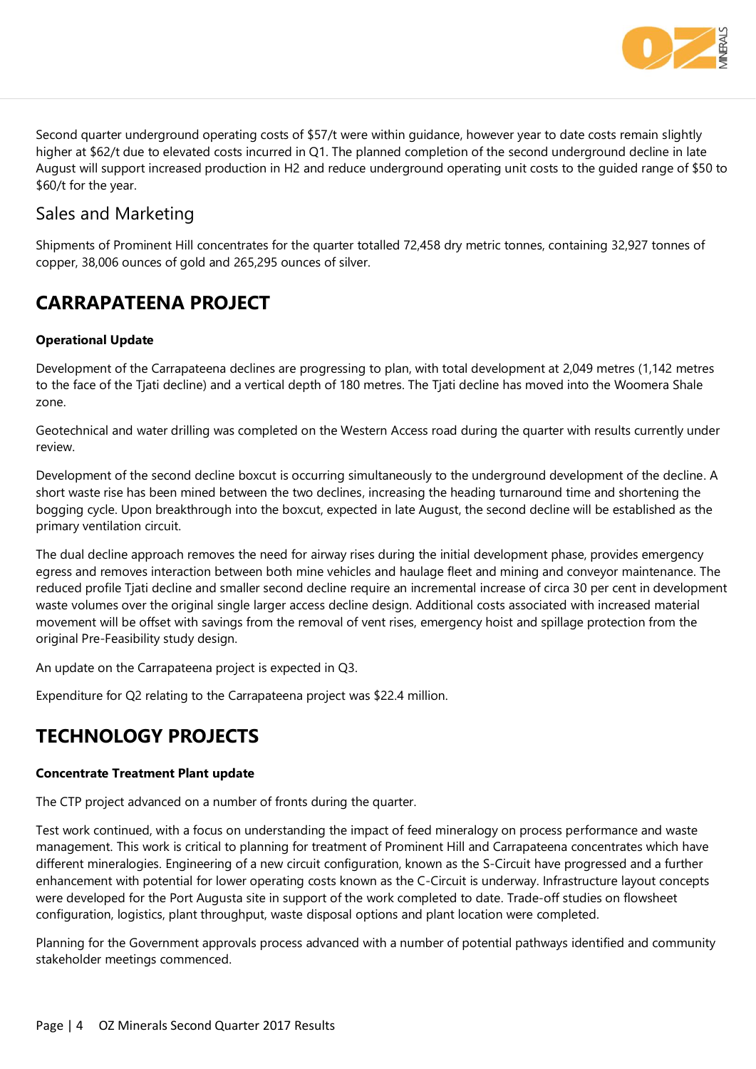Second quarter underground operating costs of $57/t were within guidance, however year to date costs remain slightly higher at $62/t due to elevated costs incurred in Q1. The planned completion of the second underground decline in late August will support increased production in H2 and reduce underground operating unit costs to the guided range of $50 to $60/t for the year.

## Sales and Marketing

Shipments of Prominent Hill concentrates for the quarter totalled 72,458 dry metric tonnes, containing 32,927 tonnes of copper, 38,006 ounces of gold and 265,295 ounces of silver.

# CARRAPATEENA PROJECT

**Operational Update**

Development of the Carrapateena declines are progressing to plan, with total development at 2,049 metres (1,142 metres to the face of the Tjati decline) and a vertical depth of 180 metres. The Tjati decline has moved into the Woomera Shale zone.

Geotechnical and water drilling was completed on the Western Access road during the quarter with results currently under review.

Development of the second decline boxcut is occurring simultaneously to the underground development of the decline. A short waste rise has been mined between the two declines, increasing the heading turnaround time and shortening the bogging cycle. Upon breakthrough into the boxcut, expected in late August, the second decline will be established as the primary ventilation circuit.

The dual decline approach removes the need for airway rises during the initial development phase, provides emergency egress and removes interaction between both mine vehicles and haulage fleet and mining and conveyor maintenance. The reduced profile Tjati decline and smaller second decline require an incremental increase of circa 30 per cent in development waste volumes over the original single larger access decline design. Additional costs associated with increased material movement will be offset with savings from the removal of vent rises, emergency hoist and spillage protection from the original Pre-Feasibility study design.

An update on the Carrapateena project is expected in Q3.

Expenditure for Q2 relating to the Carrapateena project was $22.4 million.

# TECHNOLOGY PROJECTS

**Concentrate Treatment Plant update**

The CTP project advanced on a number of fronts during the quarter.

Test work continued, with a focus on understanding the impact of feed mineralogy on process performance and waste management. This work is critical to planning for treatment of Prominent Hill and Carrapateena concentrates which have different mineralogies. Engineering of a new circuit configuration, known as the S-Circuit have progressed and a further enhancement with potential for lower operating costs known as the C-Circuit is underway. Infrastructure layout concepts were developed for the Port Augusta site in support of the work completed to date. Trade-off studies on flowsheet configuration, logistics, plant throughput, waste disposal options and plant location were completed.

Planning for the Government approvals process advanced with a number of potential pathways identified and community stakeholder meetings commenced.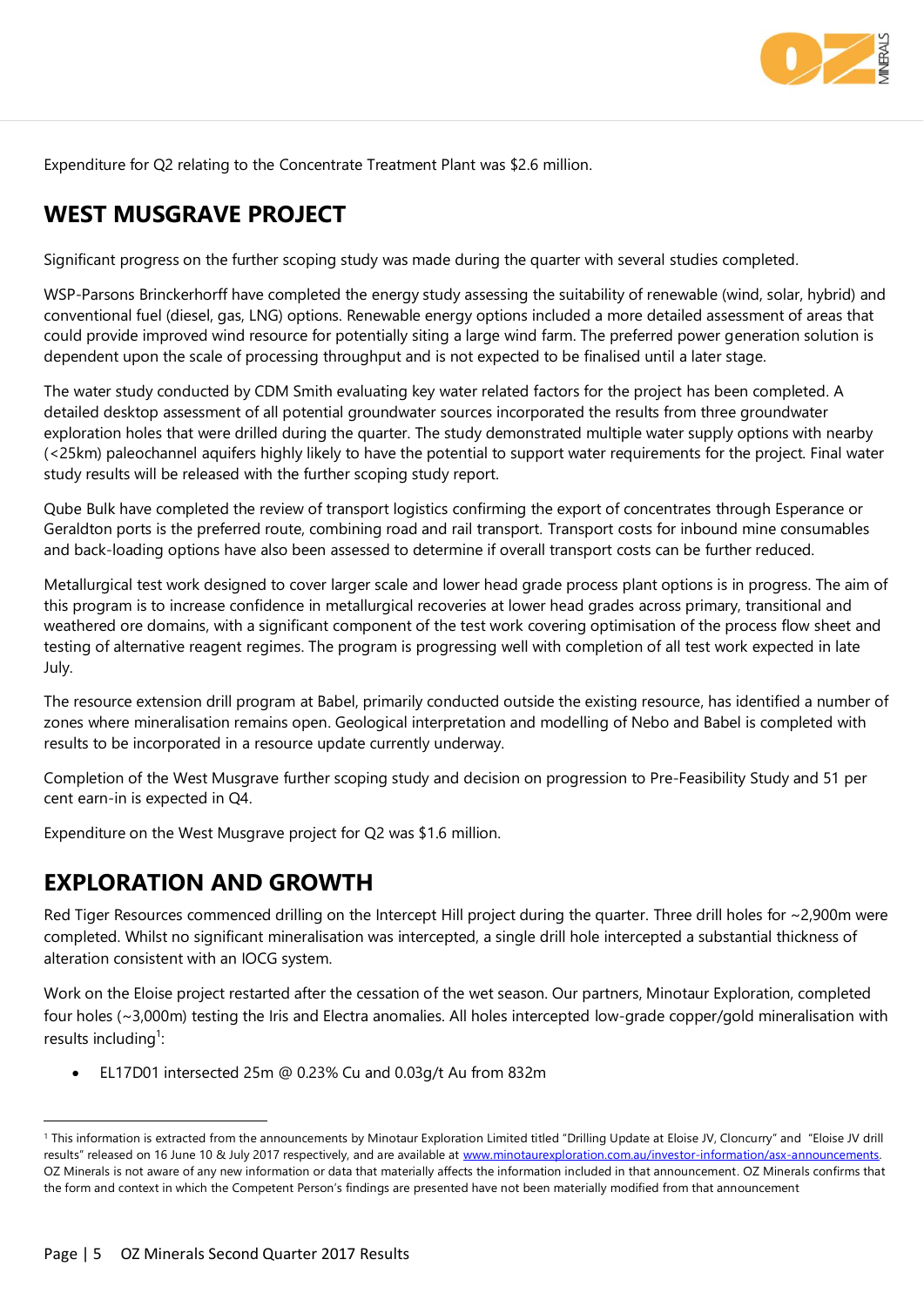Expenditure for Q2 relating to the Concentrate Treatment Plant was $2.6 million.

## WEST MUSGRAVE PROJECT

Significant progress on the further scoping study was made during the quarter with several studies completed.

WSP-Parsons Brinckerhoff have completed the energy study assessing the suitability of renewable (wind, solar, hybrid) and conventional fuel (diesel, gas, LNG) options. Renewable energy options included a more detailed assessment of areas that could provide improved wind resource for potentially siting a large wind farm. The preferred power generation solution is dependent upon the scale of processing throughput and is not expected to be finalised until a later stage.

The water study conducted by CDM Smith evaluating key water related factors for the project has been completed. A detailed desktop assessment of all potential groundwater sources incorporated the results from three groundwater exploration holes that were drilled during the quarter. The study demonstrated multiple water supply options with nearby (<25km) paleochannel aquifers highly likely to have the potential to support water requirements for the project. Final water study results will be released with the further scoping study report.

Qube Bulk have completed the review of transport logistics confirming the export of concentrates through Esperance or Geraldton ports is the preferred route, combining road and rail transport. Transport costs for inbound mine consumables and back-loading options have also been assessed to determine if overall transport costs can be further reduced.

Metallurgical test work designed to cover larger scale and lower head grade process plant options is in progress. The aim of this program is to increase confidence in metallurgical recoveries at lower head grades across primary, transitional and weathered ore domains, with a significant component of the test work covering optimisation of the process flow sheet and testing of alternative reagent regimes. The program is progressing well with completion of all test work expected in late July.

The resource extension drill program at Babel, primarily conducted outside the existing resource, has identified a number of zones where mineralisation remains open. Geological interpretation and modelling of Nebo and Babel is completed with results to be incorporated in a resource update currently underway.

Completion of the West Musgrave further scoping study and decision on progression to Pre-Feasibility Study and 51 per cent earn-in is expected in Q4.

Expenditure on the West Musgrave project for Q2 was $1.6 million.

## EXPLORATION AND GROWTH

Red Tiger Resources commenced drilling on the Intercept Hill project during the quarter. Three drill holes for ~2,900m were completed. Whilst no significant mineralisation was intercepted, a single drill hole intercepted a substantial thickness of alteration consistent with an IOCG system.

Work on the Eloise project restarted after the cessation of the wet season. Our partners, Minotaur Exploration, completed four holes (~3,000m) testing the Iris and Electra anomalies. All holes intercepted low-grade copper/gold mineralisation with results including[1]:

- EL17D01 intersected 25m @ 0.23% Cu and 0.03g/t Au from 832m

[1] This information is extracted from the announcements by Minotaur Exploration Limited titled "Drilling Update at Eloise JV, Cloncurry" and "Eloise JV drill results" released on 16 June 10 & July 2017 respectively, and are available at www.minotaurexploration.com.au/investor-information/asx-announcements. OZ Minerals is not aware of any new information or data that materially affects the information included in that announcement. OZ Minerals confirms that the form and context in which the Competent Person's findings are presented have not been materially modified from that announcement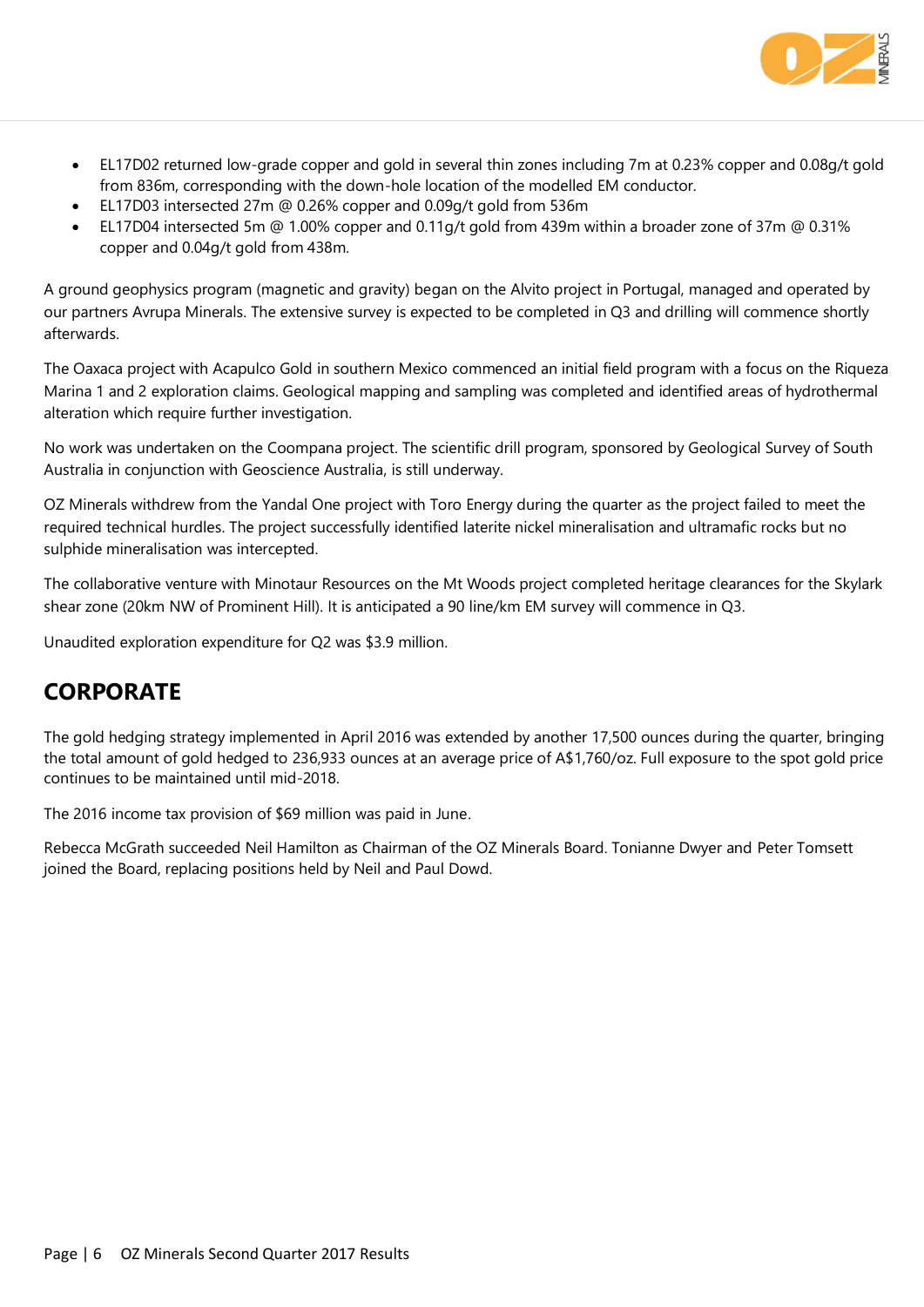- EL17D02 returned low-grade copper and gold in several thin zones including 7m at 0.23% copper and 0.08g/t gold from 836m, corresponding with the down-hole location of the modelled EM conductor.
- EL17D03 intersected 27m @ 0.26% copper and 0.09g/t gold from 536m
- EL17D04 intersected 5m @ 1.00% copper and 0.11g/t gold from 439m within a broader zone of 37m @ 0.31% copper and 0.04g/t gold from 438m.

A ground geophysics program (magnetic and gravity) began on the Alvito project in Portugal, managed and operated by our partners Avrupa Minerals. The extensive survey is expected to be completed in Q3 and drilling will commence shortly afterwards.

The Oaxaca project with Acapulco Gold in southern Mexico commenced an initial field program with a focus on the Riqueza Marina 1 and 2 exploration claims. Geological mapping and sampling was completed and identified areas of hydrothermal alteration which require further investigation.

No work was undertaken on the Coompana project. The scientific drill program, sponsored by Geological Survey of South Australia in conjunction with Geoscience Australia, is still underway.

OZ Minerals withdrew from the Yandal One project with Toro Energy during the quarter as the project failed to meet the required technical hurdles. The project successfully identified laterite nickel mineralisation and ultramafic rocks but no sulphide mineralisation was intercepted.

The collaborative venture with Minotaur Resources on the Mt Woods project completed heritage clearances for the Skylark shear zone (20km NW of Prominent Hill). It is anticipated a 90 line/km EM survey will commence in Q3.

Unaudited exploration expenditure for Q2 was $3.9 million.

## CORPORATE

The gold hedging strategy implemented in April 2016 was extended by another 17,500 ounces during the quarter, bringing the total amount of gold hedged to 236,933 ounces at an average price of A$1,760/oz. Full exposure to the spot gold price continues to be maintained until mid-2018.

The 2016 income tax provision of $69 million was paid in June.

Rebecca McGrath succeeded Neil Hamilton as Chairman of the OZ Minerals Board. Tonianne Dwyer and Peter Tomsett joined the Board, replacing positions held by Neil and Paul Dowd.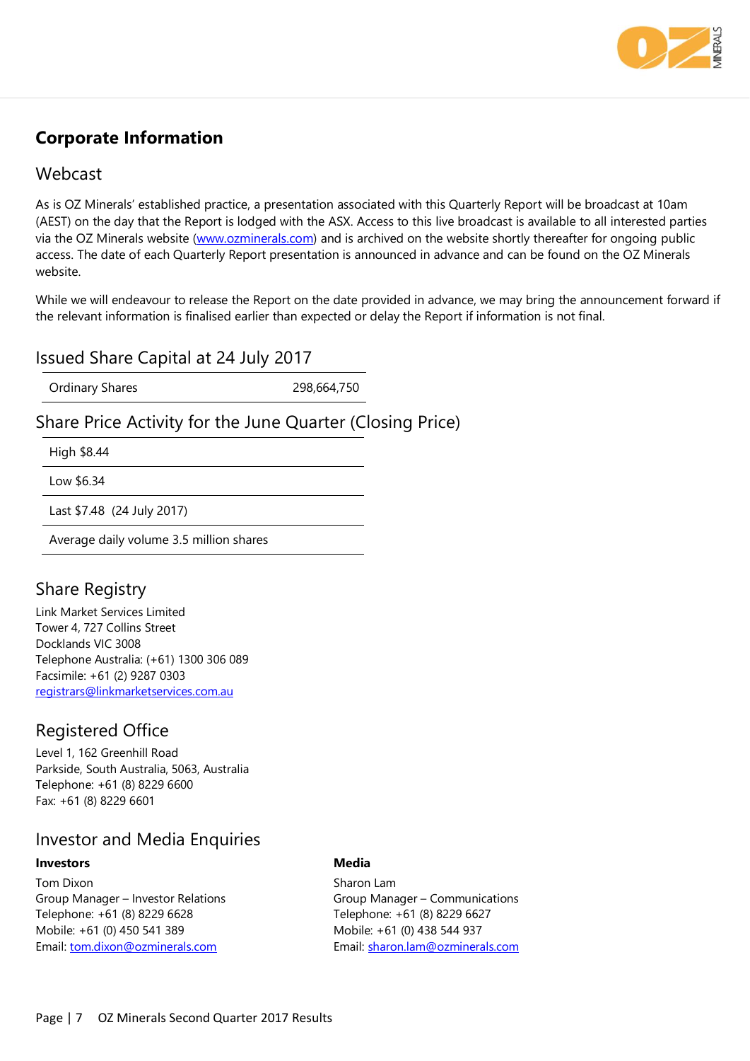# Corporate Information

## Webcast

As is OZ Minerals' established practice, a presentation associated with this Quarterly Report will be broadcast at 10am (AEST) on the day that the Report is lodged with the ASX. Access to this live broadcast is available to all interested parties via the OZ Minerals website (www.ozminerals.com) and is archived on the website shortly thereafter for ongoing public access. The date of each Quarterly Report presentation is announced in advance and can be found on the OZ Minerals website.

While we will endeavour to release the Report on the date provided in advance, we may bring the announcement forward if the relevant information is finalised earlier than expected or delay the Report if information is not final.

## Issued Share Capital at 24 July 2017

| | |
|---|---|
| Ordinary Shares | 298,664,750 |

## Share Price Activity for the June Quarter (Closing Price)

| |
|---|
| High $8.44 |
| Low $6.34 |
| Last $7.48 (24 July 2017) |
| Average daily volume 3.5 million shares |

## Share Registry

Link Market Services Limited
Tower 4, 727 Collins Street
Docklands VIC 3008
Telephone Australia: (+61) 1300 306 089
Facsimile: +61 (2) 9287 0303
registrars@linkmarketservices.com.au

## Registered Office

Level 1, 162 Greenhill Road
Parkside, South Australia, 5063, Australia
Telephone: +61 (8) 8229 6600
Fax: +61 (8) 8229 6601

## Investor and Media Enquiries

**Investors**

Tom Dixon
Group Manager – Investor Relations
Telephone: +61 (8) 8229 6628
Mobile: +61 (0) 450 541 389
Email: tom.dixon@ozminerals.com

**Media**

Sharon Lam
Group Manager – Communications
Telephone: +61 (8) 8229 6627
Mobile: +61 (0) 438 544 937
Email: sharon.lam@ozminerals.com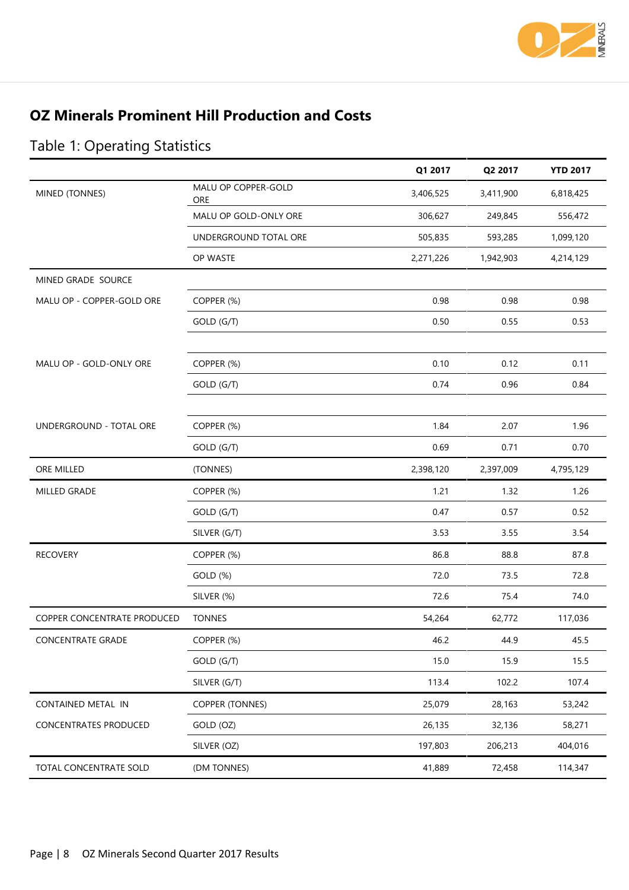## OZ Minerals Prominent Hill Production and Costs

### Table 1: Operating Statistics

| | | Q1 2017 | Q2 2017 | YTD 2017 |
|---|---|---|---|---|
| MINED (TONNES) | MALU OP COPPER-GOLD ORE | 3,406,525 | 3,411,900 | 6,818,425 |
| | MALU OP GOLD-ONLY ORE | 306,627 | 249,845 | 556,472 |
| | UNDERGROUND TOTAL ORE | 505,835 | 593,285 | 1,099,120 |
| | OP WASTE | 2,271,226 | 1,942,903 | 4,214,129 |
| MINED GRADE SOURCE | | | | |
| MALU OP - COPPER-GOLD ORE | COPPER (%) | 0.98 | 0.98 | 0.98 |
| | GOLD (G/T) | 0.50 | 0.55 | 0.53 |
| | | | | |
| MALU OP - GOLD-ONLY ORE | COPPER (%) | 0.10 | 0.12 | 0.11 |
| | GOLD (G/T) | 0.74 | 0.96 | 0.84 |
| | | | | |
| UNDERGROUND - TOTAL ORE | COPPER (%) | 1.84 | 2.07 | 1.96 |
| | GOLD (G/T) | 0.69 | 0.71 | 0.70 |
| ORE MILLED | (TONNES) | 2,398,120 | 2,397,009 | 4,795,129 |
| MILLED GRADE | COPPER (%) | 1.21 | 1.32 | 1.26 |
| | GOLD (G/T) | 0.47 | 0.57 | 0.52 |
| | SILVER (G/T) | 3.53 | 3.55 | 3.54 |
| RECOVERY | COPPER (%) | 86.8 | 88.8 | 87.8 |
| | GOLD (%) | 72.0 | 73.5 | 72.8 |
| | SILVER (%) | 72.6 | 75.4 | 74.0 |
| COPPER CONCENTRATE PRODUCED | TONNES | 54,264 | 62,772 | 117,036 |
| CONCENTRATE GRADE | COPPER (%) | 46.2 | 44.9 | 45.5 |
| | GOLD (G/T) | 15.0 | 15.9 | 15.5 |
| | SILVER (G/T) | 113.4 | 102.2 | 107.4 |
| CONTAINED METAL IN CONCENTRATES PRODUCED | COPPER (TONNES) | 25,079 | 28,163 | 53,242 |
| | GOLD (OZ) | 26,135 | 32,136 | 58,271 |
| | SILVER (OZ) | 197,803 | 206,213 | 404,016 |
| TOTAL CONCENTRATE SOLD | (DM TONNES) | 41,889 | 72,458 | 114,347 |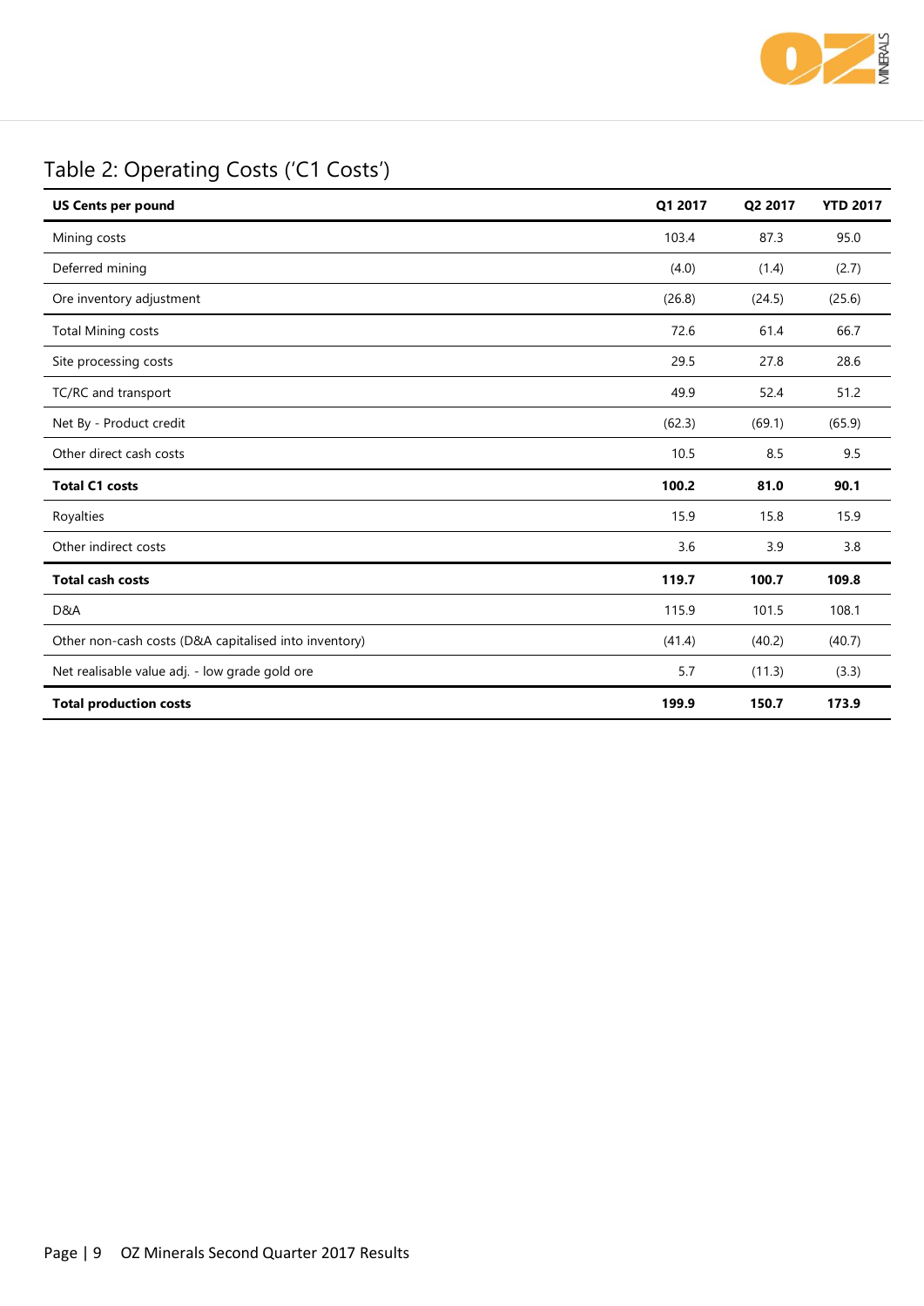## Table 2: Operating Costs ('C1 Costs')

| US Cents per pound | Q1 2017 | Q2 2017 | YTD 2017 |
|---|---|---|---|
| Mining costs | 103.4 | 87.3 | 95.0 |
| Deferred mining | (4.0) | (1.4) | (2.7) |
| Ore inventory adjustment | (26.8) | (24.5) | (25.6) |
| Total Mining costs | 72.6 | 61.4 | 66.7 |
| Site processing costs | 29.5 | 27.8 | 28.6 |
| TC/RC and transport | 49.9 | 52.4 | 51.2 |
| Net By - Product credit | (62.3) | (69.1) | (65.9) |
| Other direct cash costs | 10.5 | 8.5 | 9.5 |
| **Total C1 costs** | **100.2** | **81.0** | **90.1** |
| Royalties | 15.9 | 15.8 | 15.9 |
| Other indirect costs | 3.6 | 3.9 | 3.8 |
| **Total cash costs** | **119.7** | **100.7** | **109.8** |
| D&A | 115.9 | 101.5 | 108.1 |
| Other non-cash costs (D&A capitalised into inventory) | (41.4) | (40.2) | (40.7) |
| Net realisable value adj. - low grade gold ore | 5.7 | (11.3) | (3.3) |
| **Total production costs** | **199.9** | **150.7** | **173.9** |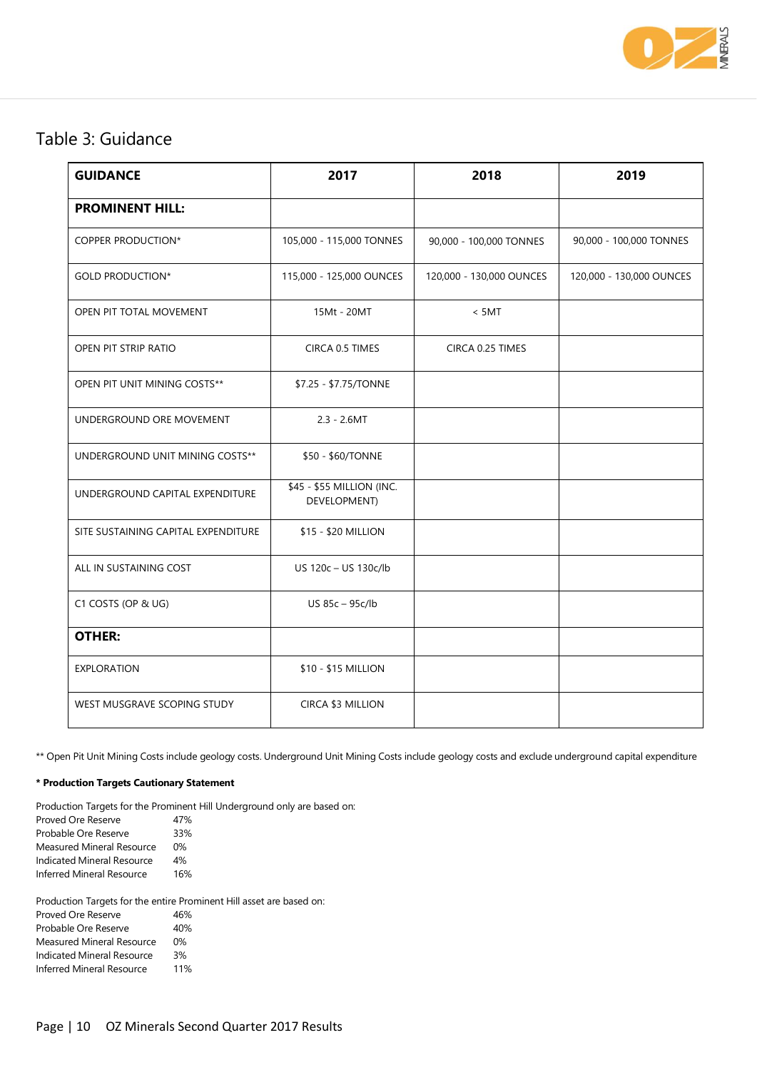## Table 3: Guidance

| GUIDANCE | 2017 | 2018 | 2019 |
|---|---|---|---|
| **PROMINENT HILL:** | | | |
| COPPER PRODUCTION* | 105,000 - 115,000 TONNES | 90,000 - 100,000 TONNES | 90,000 - 100,000 TONNES |
| GOLD PRODUCTION* | 115,000 - 125,000 OUNCES | 120,000 - 130,000 OUNCES | 120,000 - 130,000 OUNCES |
| OPEN PIT TOTAL MOVEMENT | 15Mt - 20MT | < 5MT | |
| OPEN PIT STRIP RATIO | CIRCA 0.5 TIMES | CIRCA 0.25 TIMES | |
| OPEN PIT UNIT MINING COSTS** | $7.25 - $7.75/TONNE | | |
| UNDERGROUND ORE MOVEMENT | 2.3 - 2.6MT | | |
| UNDERGROUND UNIT MINING COSTS** | $50 - $60/TONNE | | |
| UNDERGROUND CAPITAL EXPENDITURE | $45 - $55 MILLION (INC. DEVELOPMENT) | | |
| SITE SUSTAINING CAPITAL EXPENDITURE | $15 - $20 MILLION | | |
| ALL IN SUSTAINING COST | US 120c – US 130c/lb | | |
| C1 COSTS (OP & UG) | US 85c – 95c/lb | | |
| **OTHER:** | | | |
| EXPLORATION | $10 - $15 MILLION | | |
| WEST MUSGRAVE SCOPING STUDY | CIRCA $3 MILLION | | |

** Open Pit Unit Mining Costs include geology costs. Underground Unit Mining Costs include geology costs and exclude underground capital expenditure

**\* Production Targets Cautionary Statement**

Production Targets for the Prominent Hill Underground only are based on:

| | |
|---|---|
| Proved Ore Reserve | 47% |
| Probable Ore Reserve | 33% |
| Measured Mineral Resource | 0% |
| Indicated Mineral Resource | 4% |
| Inferred Mineral Resource | 16% |

Production Targets for the entire Prominent Hill asset are based on:

| | |
|---|---|
| Proved Ore Reserve | 46% |
| Probable Ore Reserve | 40% |
| Measured Mineral Resource | 0% |
| Indicated Mineral Resource | 3% |
| Inferred Mineral Resource | 11% |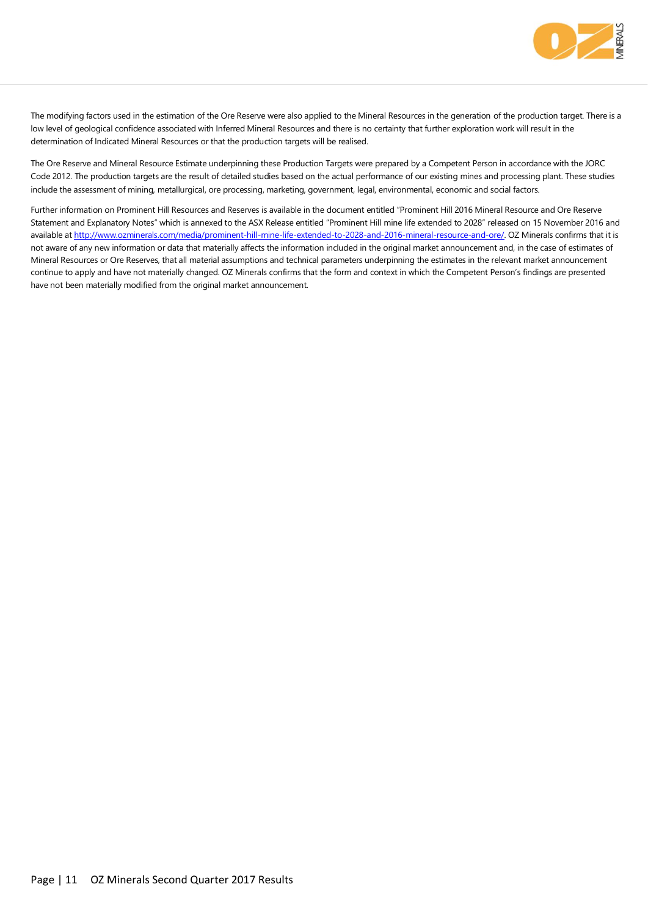The modifying factors used in the estimation of the Ore Reserve were also applied to the Mineral Resources in the generation of the production target. There is a low level of geological confidence associated with Inferred Mineral Resources and there is no certainty that further exploration work will result in the determination of Indicated Mineral Resources or that the production targets will be realised.

The Ore Reserve and Mineral Resource Estimate underpinning these Production Targets were prepared by a Competent Person in accordance with the JORC Code 2012. The production targets are the result of detailed studies based on the actual performance of our existing mines and processing plant. These studies include the assessment of mining, metallurgical, ore processing, marketing, government, legal, environmental, economic and social factors.

Further information on Prominent Hill Resources and Reserves is available in the document entitled "Prominent Hill 2016 Mineral Resource and Ore Reserve Statement and Explanatory Notes" which is annexed to the ASX Release entitled "Prominent Hill mine life extended to 2028" released on 15 November 2016 and available at [http://www.ozminerals.com/media/prominent-hill-mine-life-extended-to-2028-and-2016-mineral-resource-and-ore/](http://www.ozminerals.com/media/prominent-hill-mine-life-extended-to-2028-and-2016-mineral-resource-and-ore/). OZ Minerals confirms that it is not aware of any new information or data that materially affects the information included in the original market announcement and, in the case of estimates of Mineral Resources or Ore Reserves, that all material assumptions and technical parameters underpinning the estimates in the relevant market announcement continue to apply and have not materially changed. OZ Minerals confirms that the form and context in which the Competent Person's findings are presented have not been materially modified from the original market announcement.